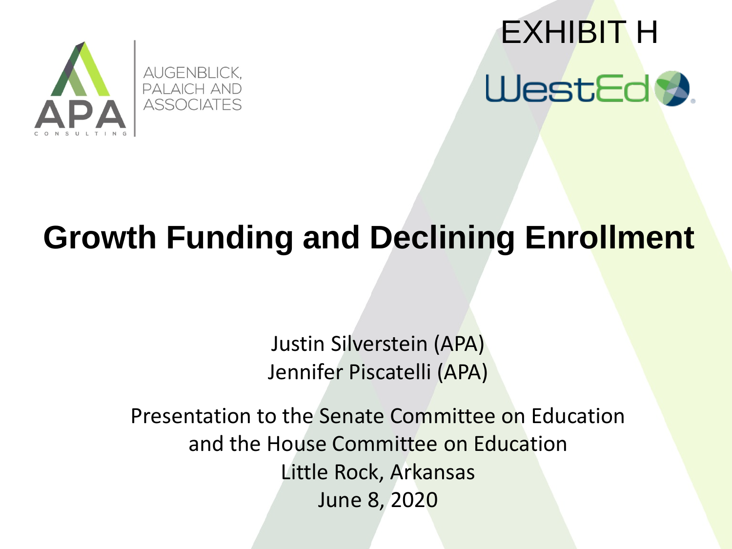AUGENBLICK, PALAICH AND ASSOCIATES

APA CONSULTING

EXHIBIT H

WestEd

# Growth Funding and Declining Enrollment

Justin Silverstein (APA)
Jennifer Piscatelli (APA)

Presentation to the Senate Committee on Education
and the House Committee on Education
Little Rock, Arkansas
June 8, 2020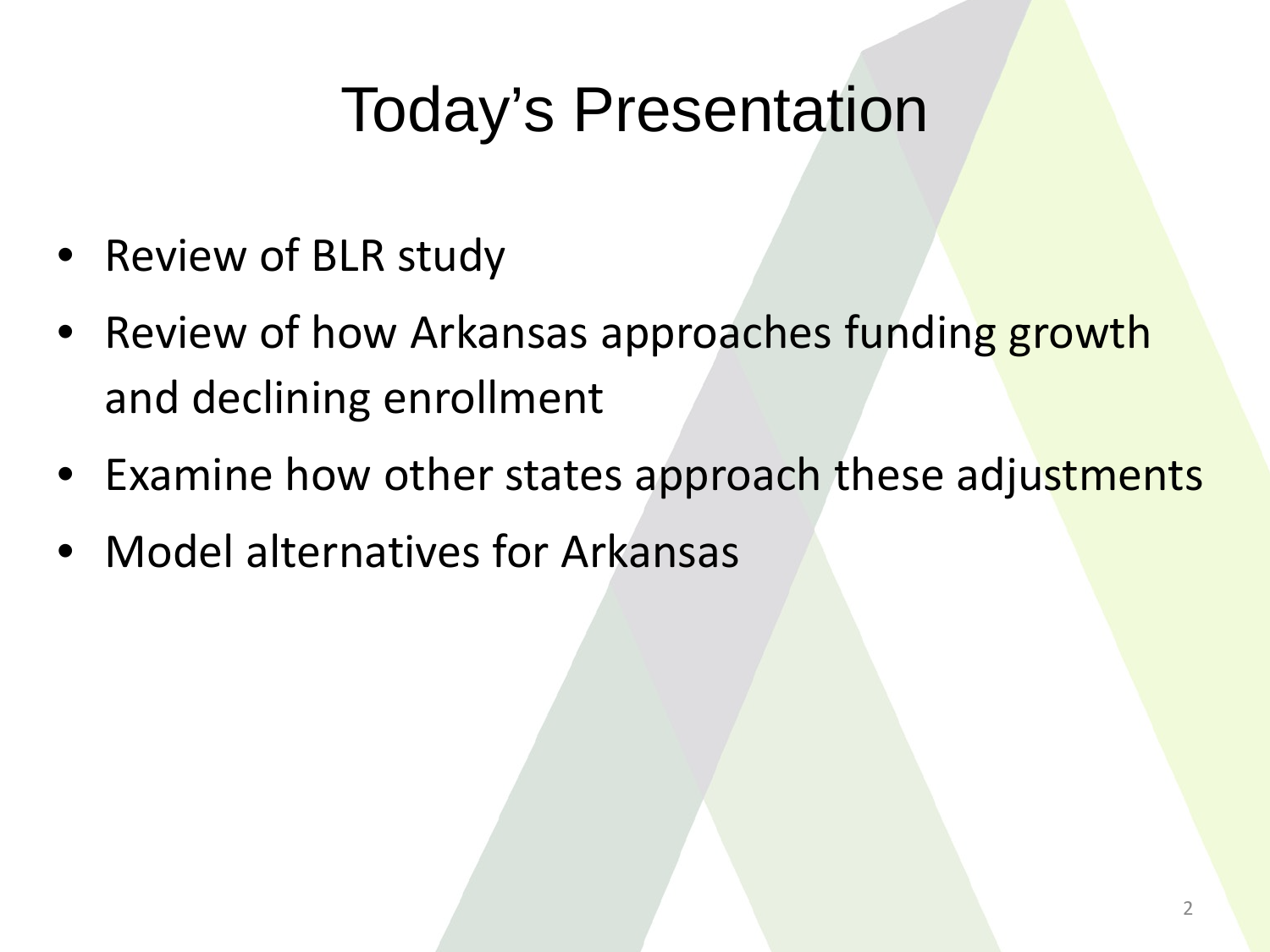# Today's Presentation

- Review of BLR study
- Review of how Arkansas approaches funding growth and declining enrollment
- Examine how other states approach these adjustments
- Model alternatives for Arkansas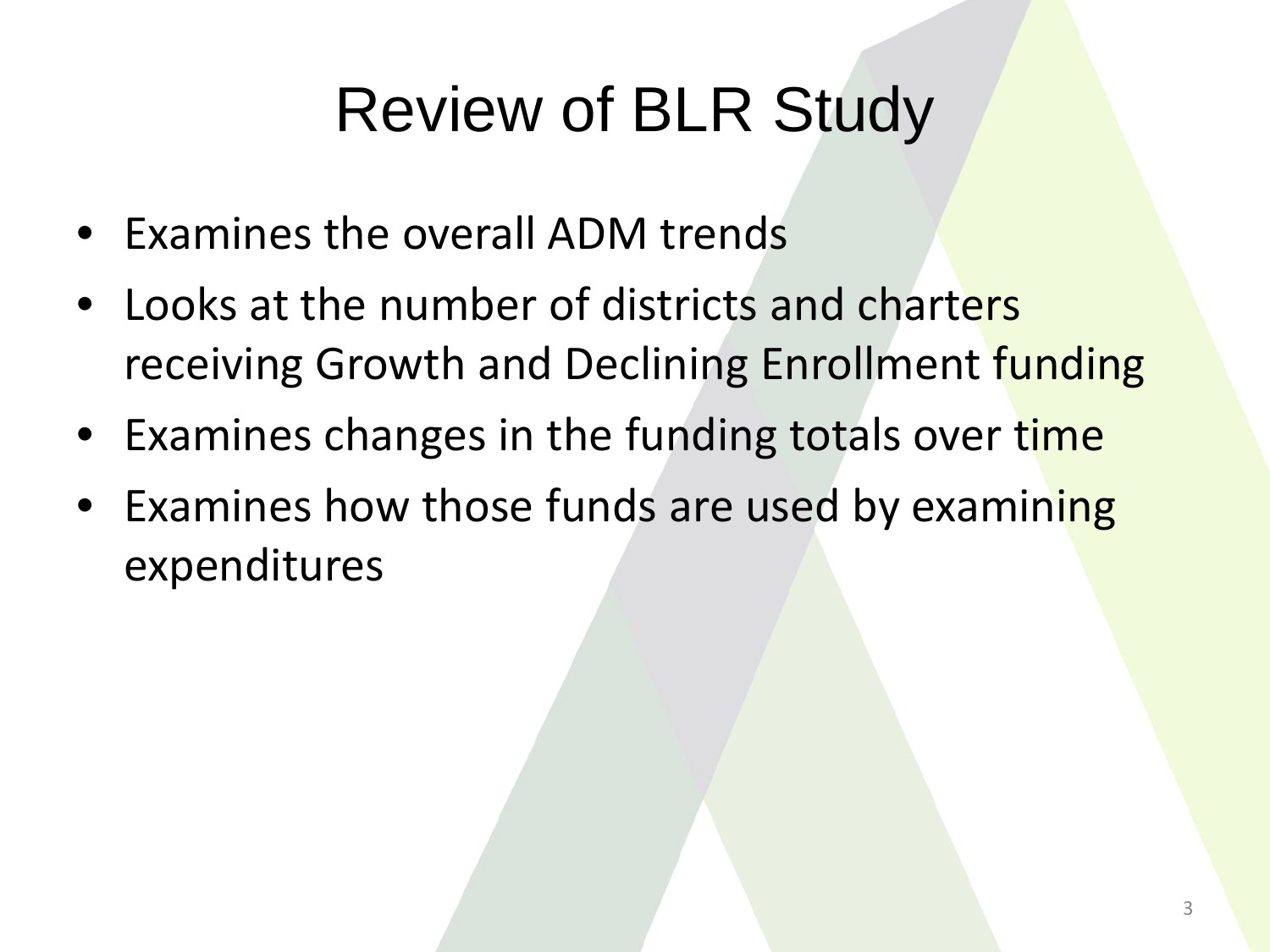# Review of BLR Study

- Examines the overall ADM trends
- Looks at the number of districts and charters receiving Growth and Declining Enrollment funding
- Examines changes in the funding totals over time
- Examines how those funds are used by examining expenditures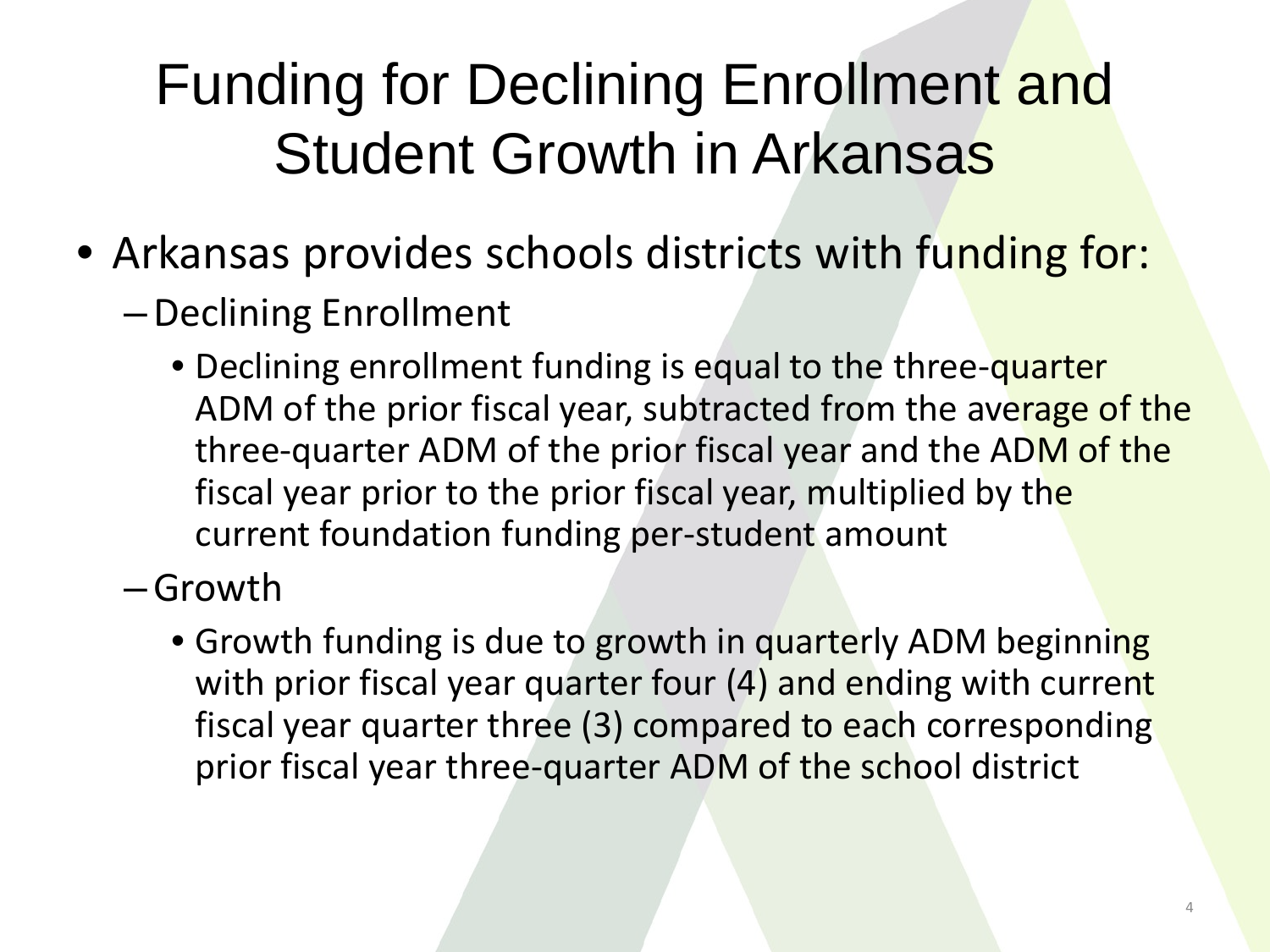# Funding for Declining Enrollment and Student Growth in Arkansas

- Arkansas provides schools districts with funding for:
  - Declining Enrollment
    - Declining enrollment funding is equal to the three-quarter ADM of the prior fiscal year, subtracted from the average of the three-quarter ADM of the prior fiscal year and the ADM of the fiscal year prior to the prior fiscal year, multiplied by the current foundation funding per-student amount
  - Growth
    - Growth funding is due to growth in quarterly ADM beginning with prior fiscal year quarter four (4) and ending with current fiscal year quarter three (3) compared to each corresponding prior fiscal year three-quarter ADM of the school district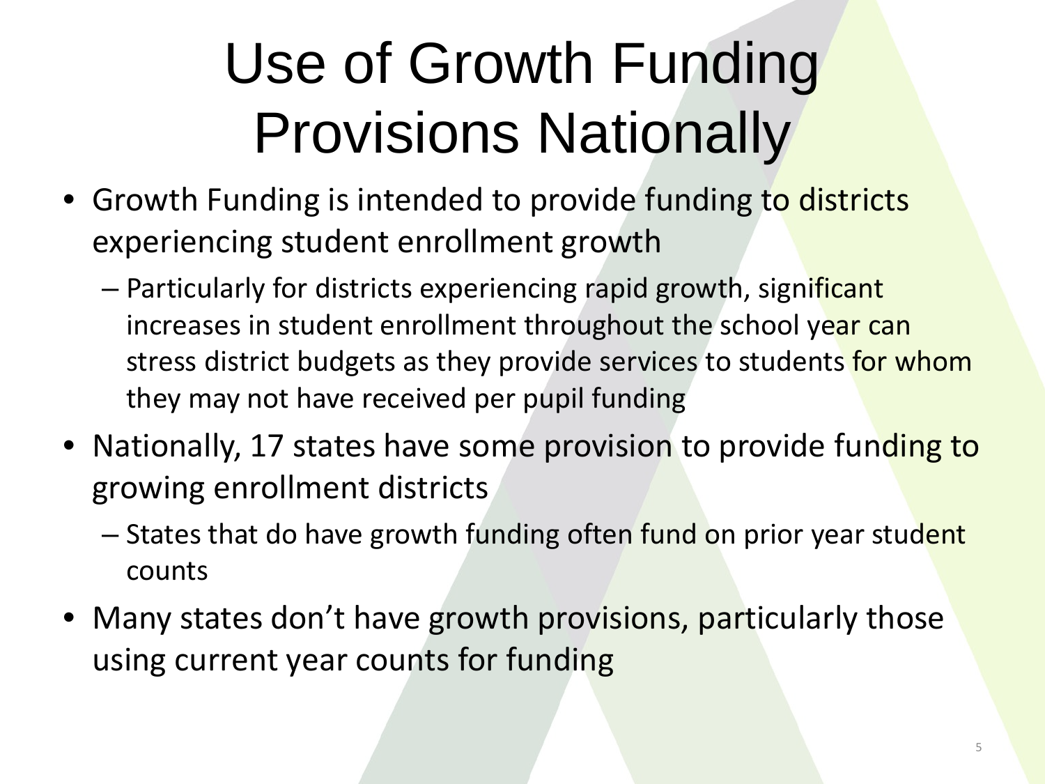# Use of Growth Funding Provisions Nationally

- Growth Funding is intended to provide funding to districts experiencing student enrollment growth
  - Particularly for districts experiencing rapid growth, significant increases in student enrollment throughout the school year can stress district budgets as they provide services to students for whom they may not have received per pupil funding
- Nationally, 17 states have some provision to provide funding to growing enrollment districts
  - States that do have growth funding often fund on prior year student counts
- Many states don't have growth provisions, particularly those using current year counts for funding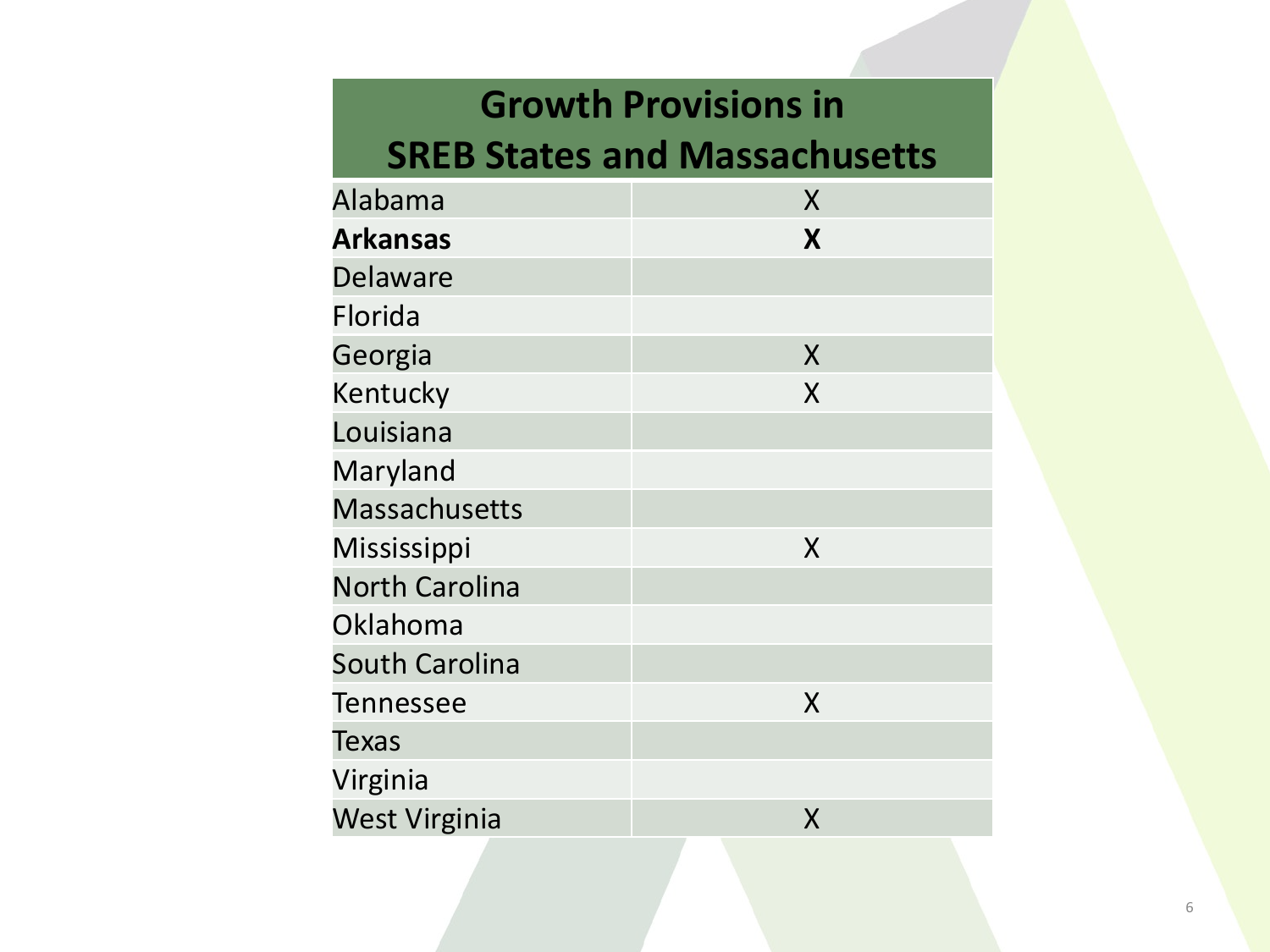| Growth Provisions in SREB States and Massachusetts | |
|---|---|
| Alabama | X |
| **Arkansas** | **X** |
| Delaware | |
| Florida | |
| Georgia | X |
| Kentucky | X |
| Louisiana | |
| Maryland | |
| Massachusetts | |
| Mississippi | X |
| North Carolina | |
| Oklahoma | |
| South Carolina | |
| Tennessee | X |
| Texas | |
| Virginia | |
| West Virginia | X |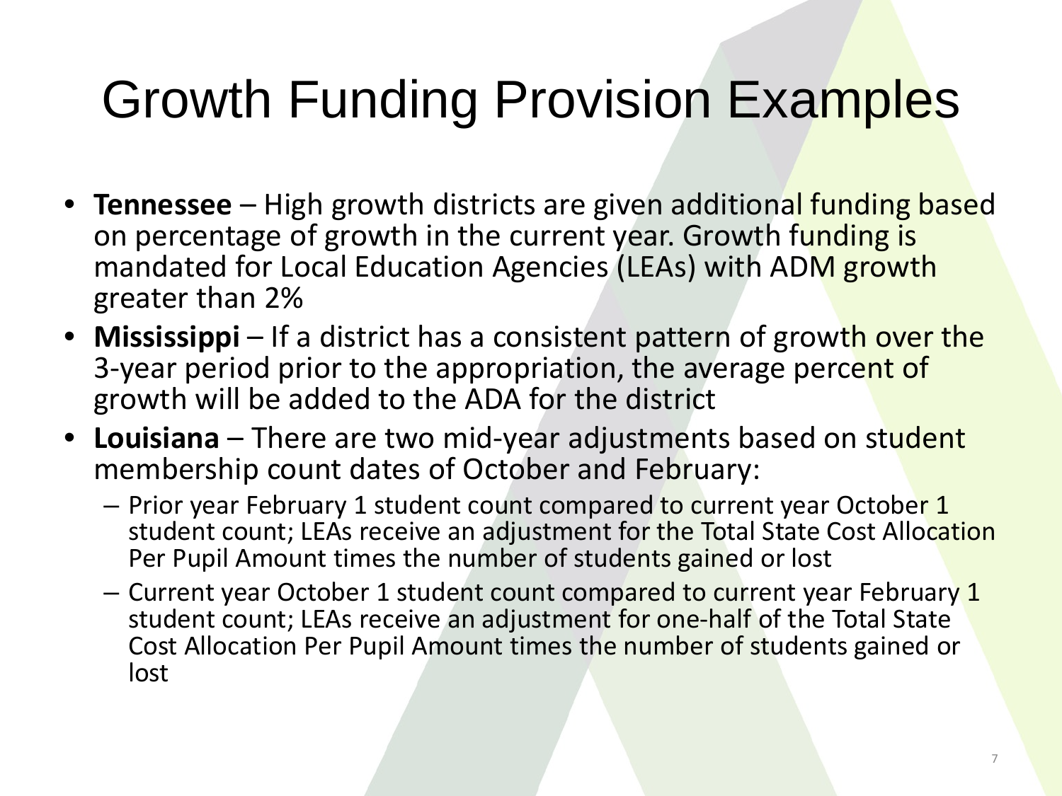# Growth Funding Provision Examples

- **Tennessee** – High growth districts are given additional funding based on percentage of growth in the current year. Growth funding is mandated for Local Education Agencies (LEAs) with ADM growth greater than 2%
- **Mississippi** – If a district has a consistent pattern of growth over the 3-year period prior to the appropriation, the average percent of growth will be added to the ADA for the district
- **Louisiana** – There are two mid-year adjustments based on student membership count dates of October and February:
  - Prior year February 1 student count compared to current year October 1 student count; LEAs receive an adjustment for the Total State Cost Allocation Per Pupil Amount times the number of students gained or lost
  - Current year October 1 student count compared to current year February 1 student count; LEAs receive an adjustment for one-half of the Total State Cost Allocation Per Pupil Amount times the number of students gained or lost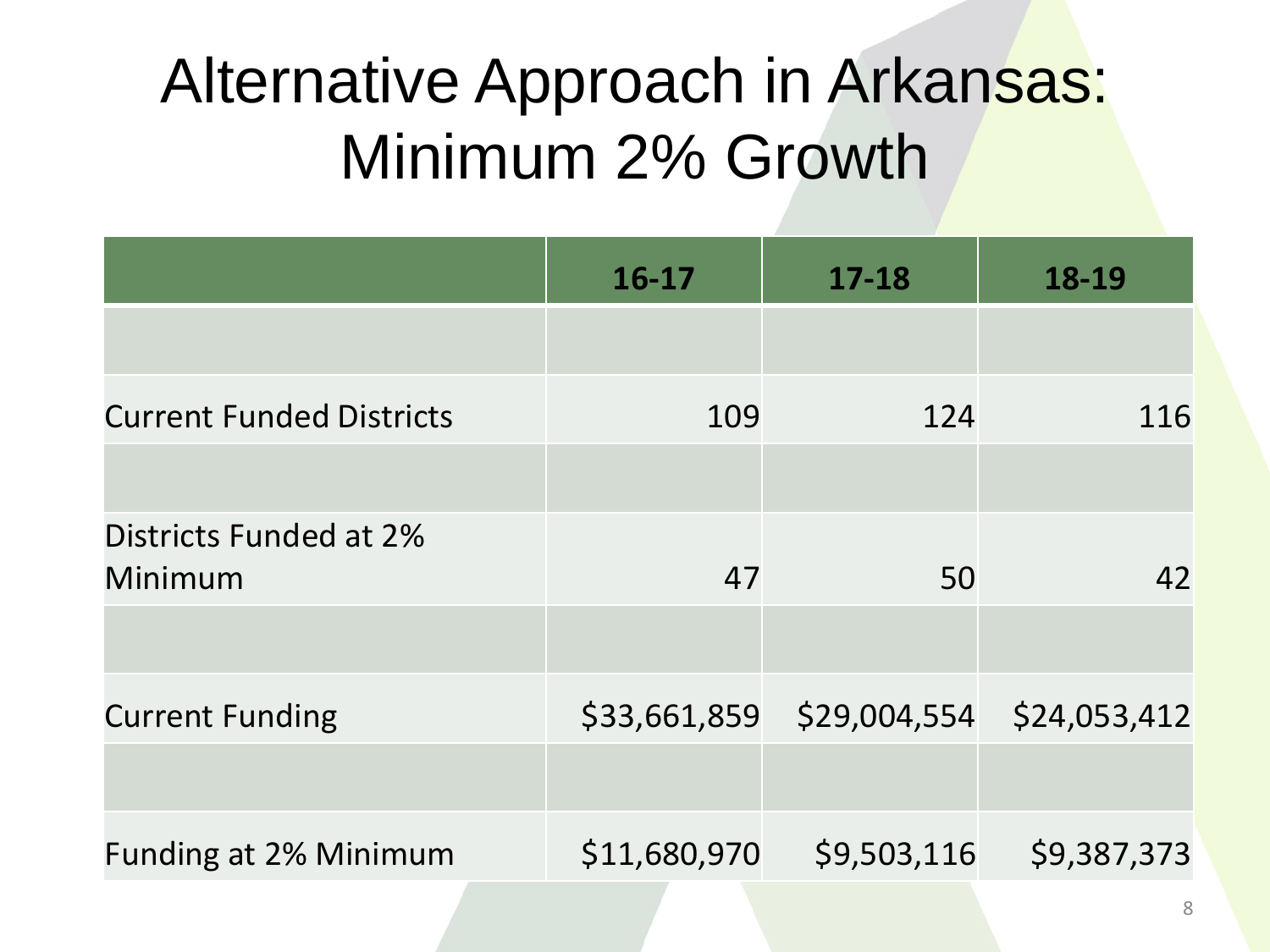# Alternative Approach in Arkansas: Minimum 2% Growth

| | 16-17 | 17-18 | 18-19 |
|---|---|---|---|
| | | | |
| Current Funded Districts | 109 | 124 | 116 |
| | | | |
| Districts Funded at 2% Minimum | 47 | 50 | 42 |
| | | | |
| Current Funding | $33,661,859 | $29,004,554 | $24,053,412 |
| | | | |
| Funding at 2% Minimum | $11,680,970 | $9,503,116 | $9,387,373 |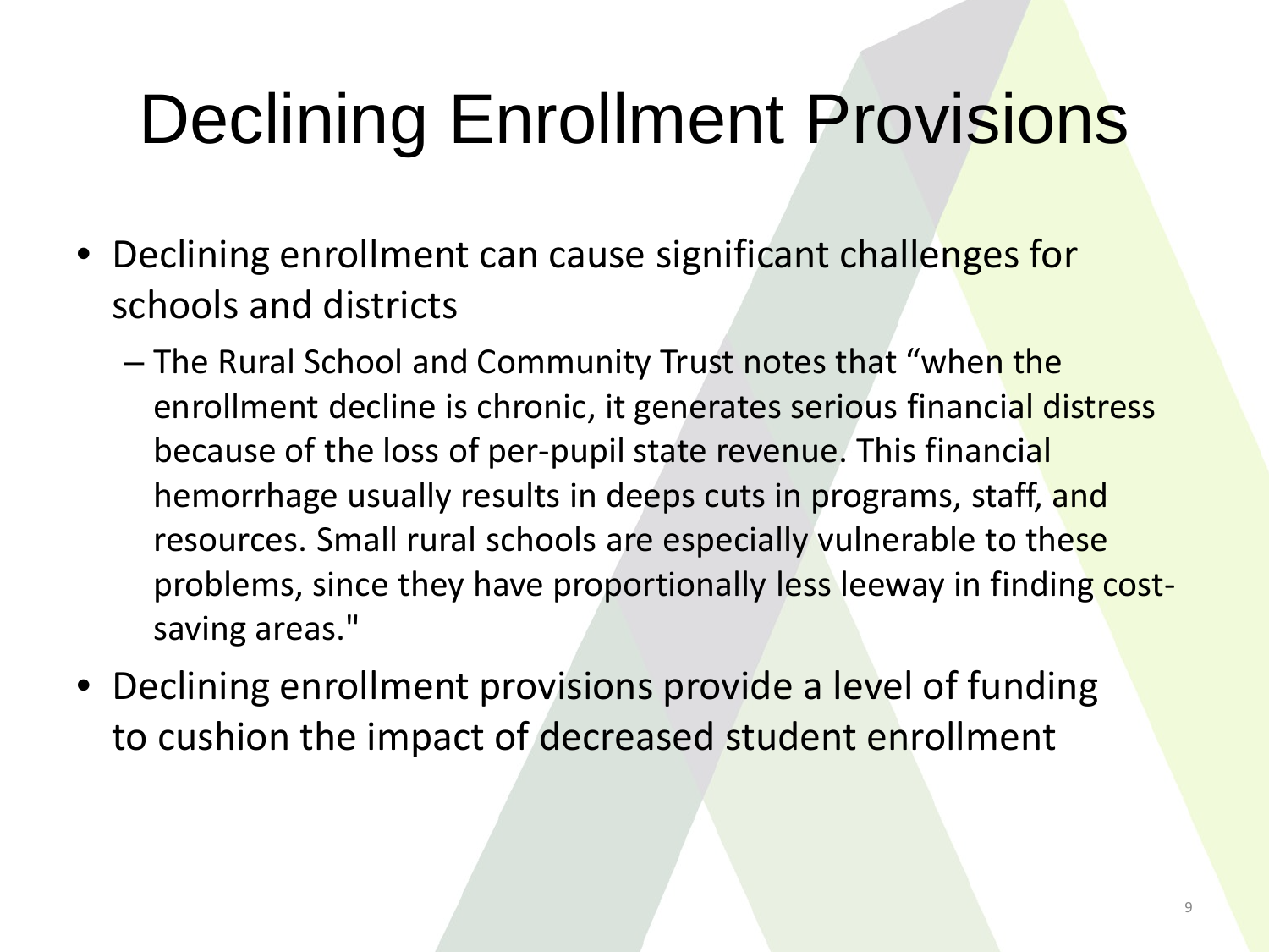# Declining Enrollment Provisions

- Declining enrollment can cause significant challenges for schools and districts
  - The Rural School and Community Trust notes that “when the enrollment decline is chronic, it generates serious financial distress because of the loss of per-pupil state revenue. This financial hemorrhage usually results in deeps cuts in programs, staff, and resources. Small rural schools are especially vulnerable to these problems, since they have proportionally less leeway in finding cost-saving areas."
- Declining enrollment provisions provide a level of funding to cushion the impact of decreased student enrollment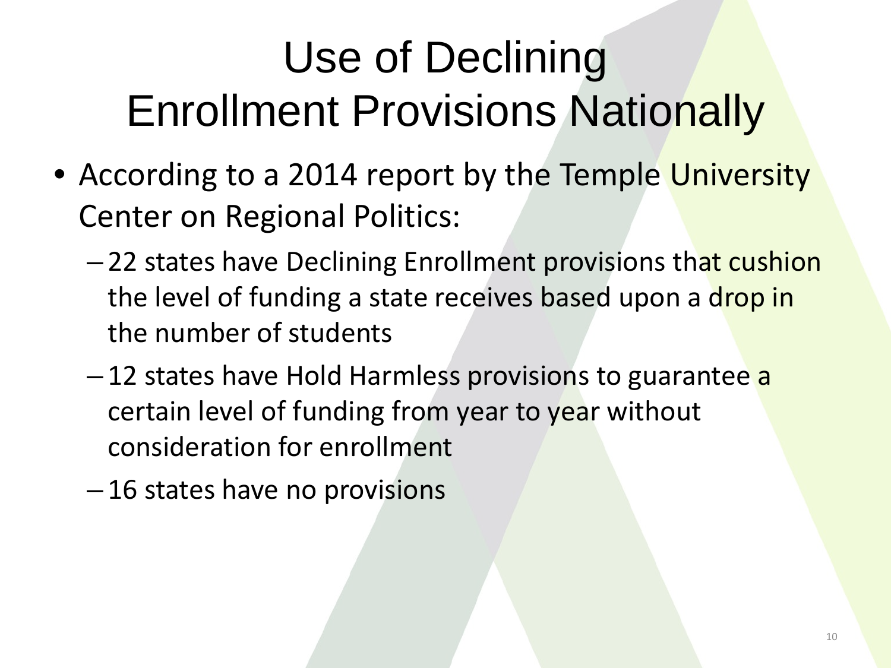# Use of Declining Enrollment Provisions Nationally

- According to a 2014 report by the Temple University Center on Regional Politics:
  - 22 states have Declining Enrollment provisions that cushion the level of funding a state receives based upon a drop in the number of students
  - 12 states have Hold Harmless provisions to guarantee a certain level of funding from year to year without consideration for enrollment
  - 16 states have no provisions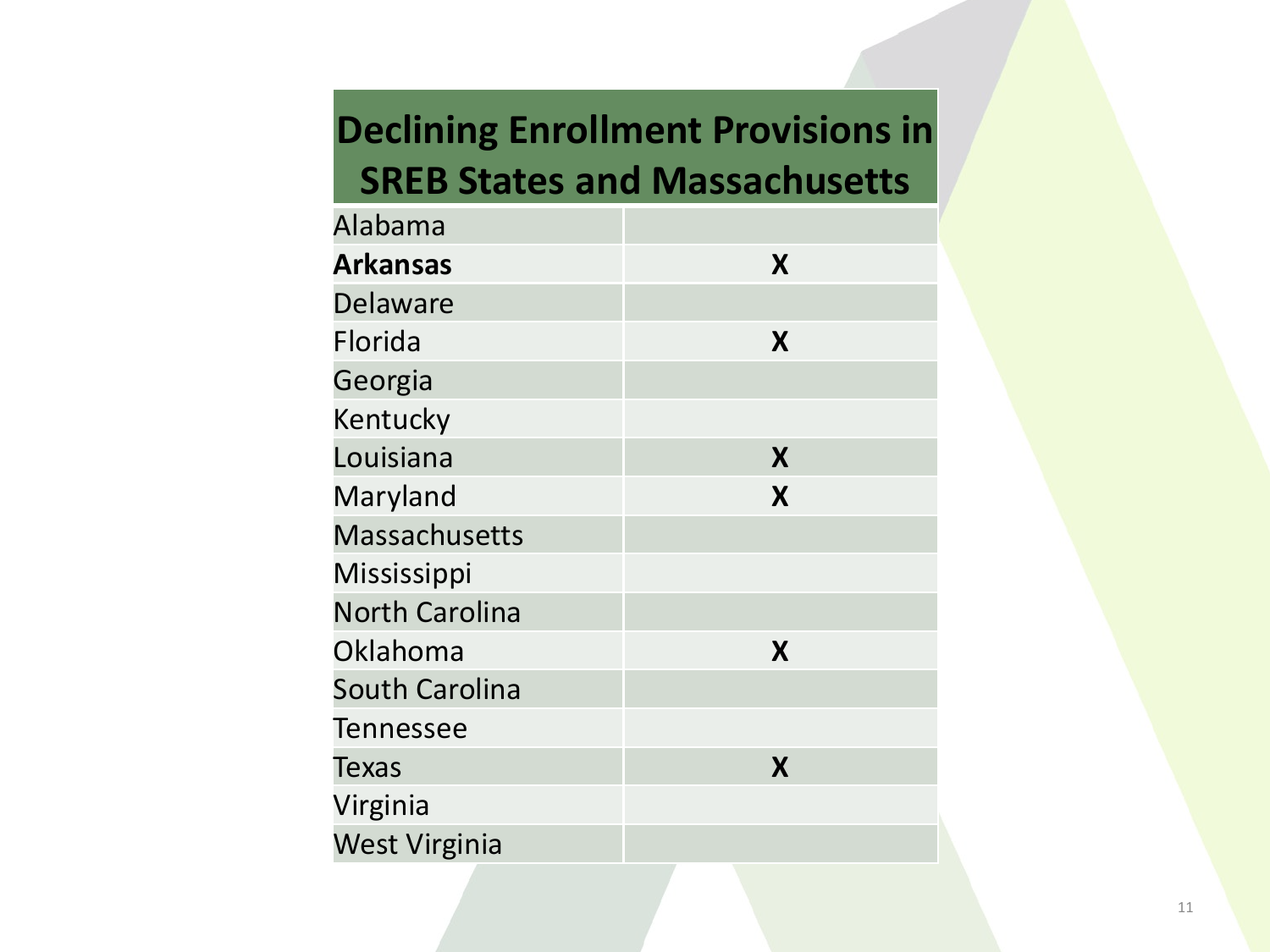| Declining Enrollment Provisions in SREB States and Massachusetts | |
|---|---|
| Alabama | |
| **Arkansas** | X |
| Delaware | |
| Florida | X |
| Georgia | |
| Kentucky | |
| Louisiana | X |
| Maryland | X |
| Massachusetts | |
| Mississippi | |
| North Carolina | |
| Oklahoma | X |
| South Carolina | |
| Tennessee | |
| Texas | X |
| Virginia | |
| West Virginia | |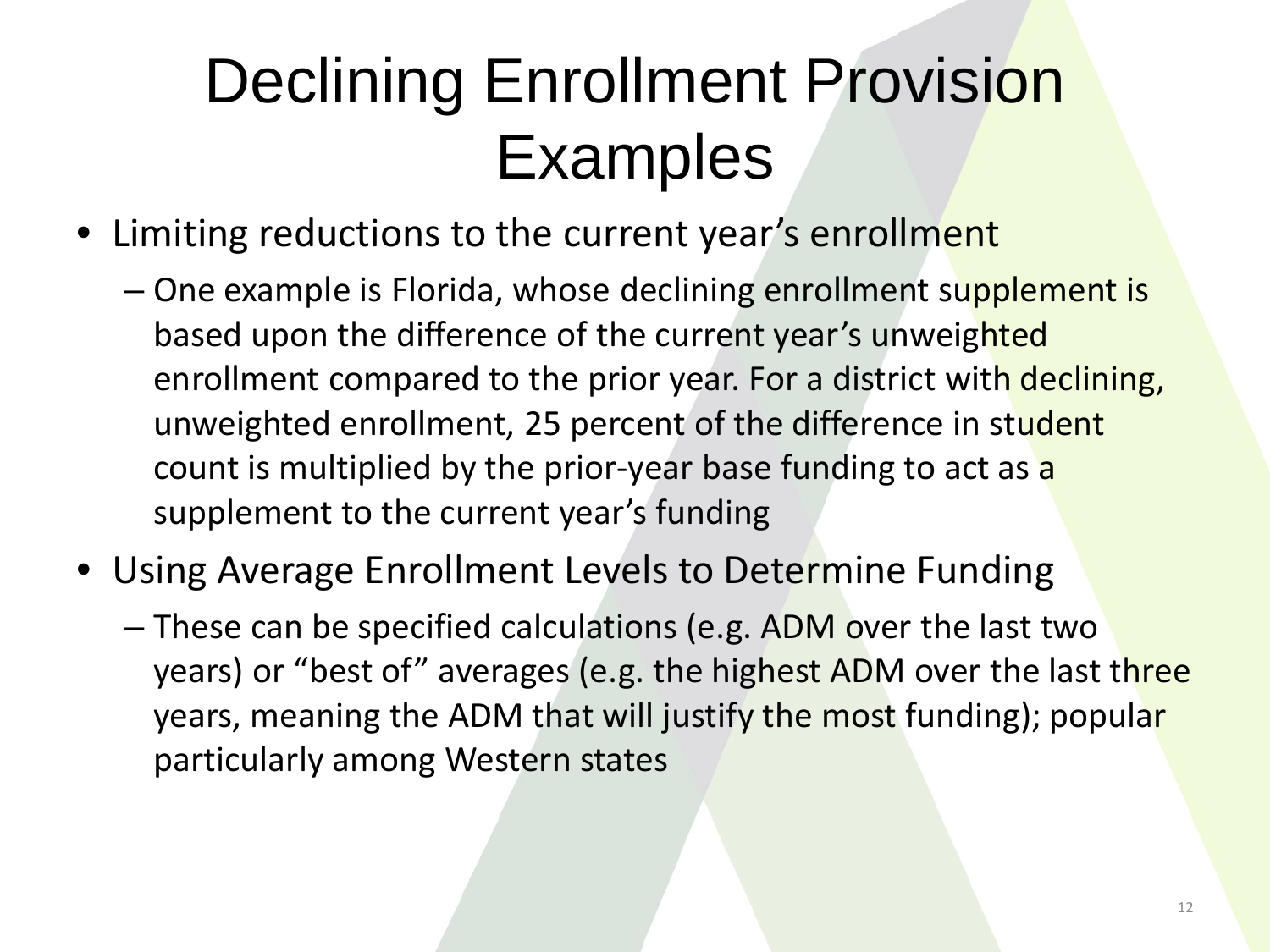# Declining Enrollment Provision Examples

- Limiting reductions to the current year's enrollment
  - One example is Florida, whose declining enrollment supplement is based upon the difference of the current year's unweighted enrollment compared to the prior year. For a district with declining, unweighted enrollment, 25 percent of the difference in student count is multiplied by the prior-year base funding to act as a supplement to the current year's funding
- Using Average Enrollment Levels to Determine Funding
  - These can be specified calculations (e.g. ADM over the last two years) or "best of" averages (e.g. the highest ADM over the last three years, meaning the ADM that will justify the most funding); popular particularly among Western states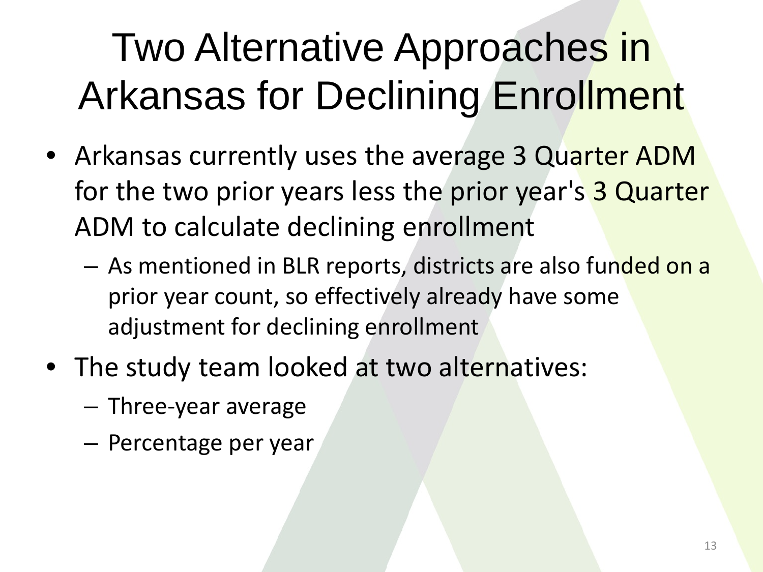# Two Alternative Approaches in Arkansas for Declining Enrollment

- Arkansas currently uses the average 3 Quarter ADM for the two prior years less the prior year's 3 Quarter ADM to calculate declining enrollment
  - As mentioned in BLR reports, districts are also funded on a prior year count, so effectively already have some adjustment for declining enrollment
- The study team looked at two alternatives:
  - Three-year average
  - Percentage per year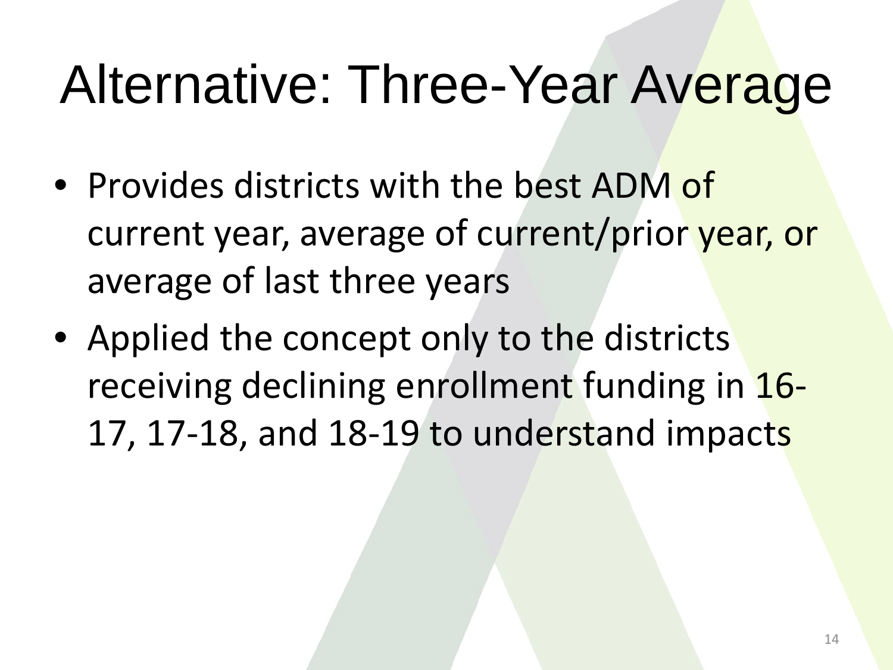# Alternative: Three-Year Average

- Provides districts with the best ADM of current year, average of current/prior year, or average of last three years
- Applied the concept only to the districts receiving declining enrollment funding in 16-17, 17-18, and 18-19 to understand impacts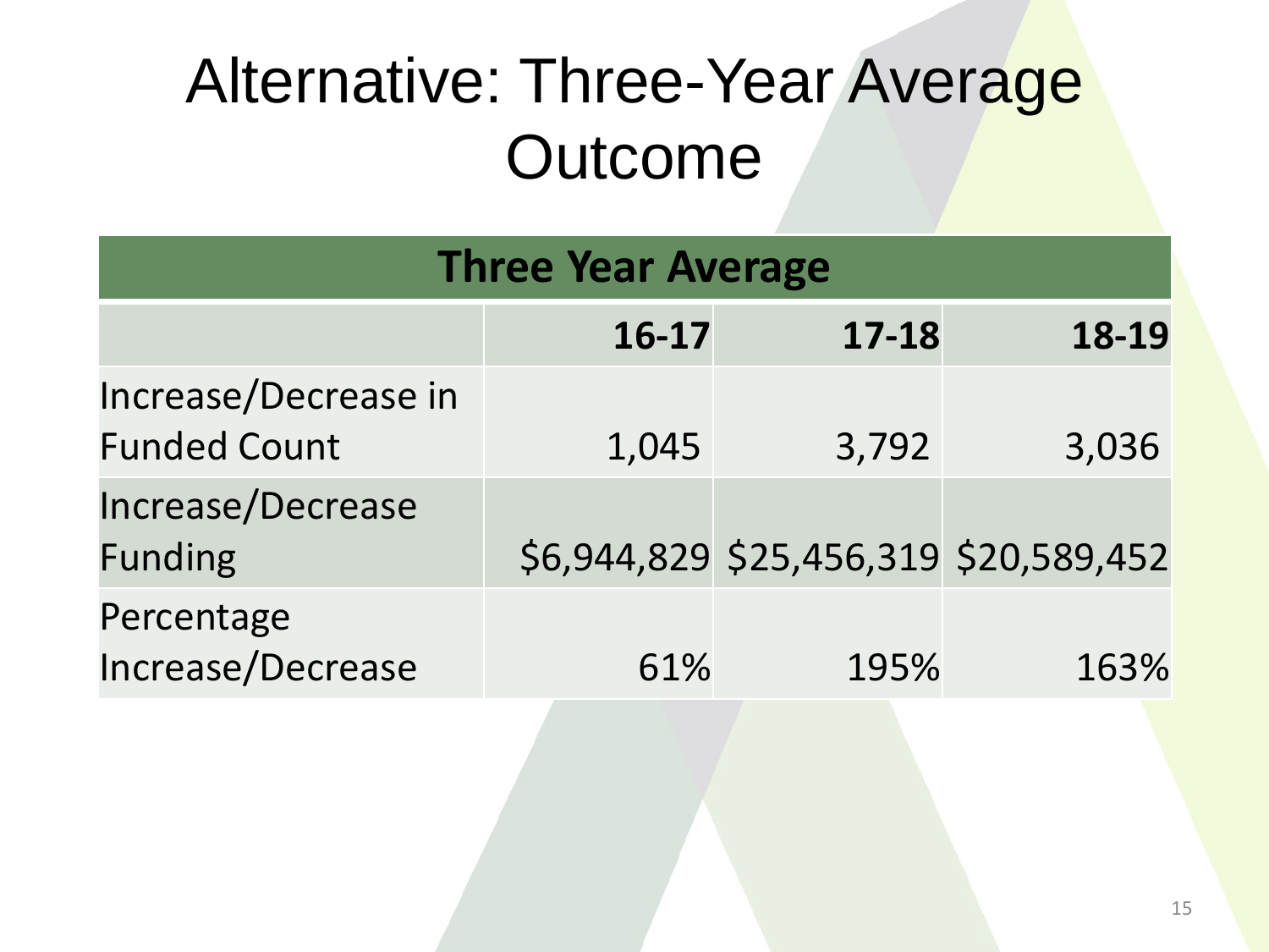# Alternative: Three-Year Average Outcome

| Three Year Average | | | |
|---|---|---|---|
| | **16-17** | **17-18** | **18-19** |
| Increase/Decrease in Funded Count | 1,045 | 3,792 | 3,036 |
| Increase/Decrease Funding | $6,944,829 | $25,456,319 | $20,589,452 |
| Percentage Increase/Decrease | 61% | 195% | 163% |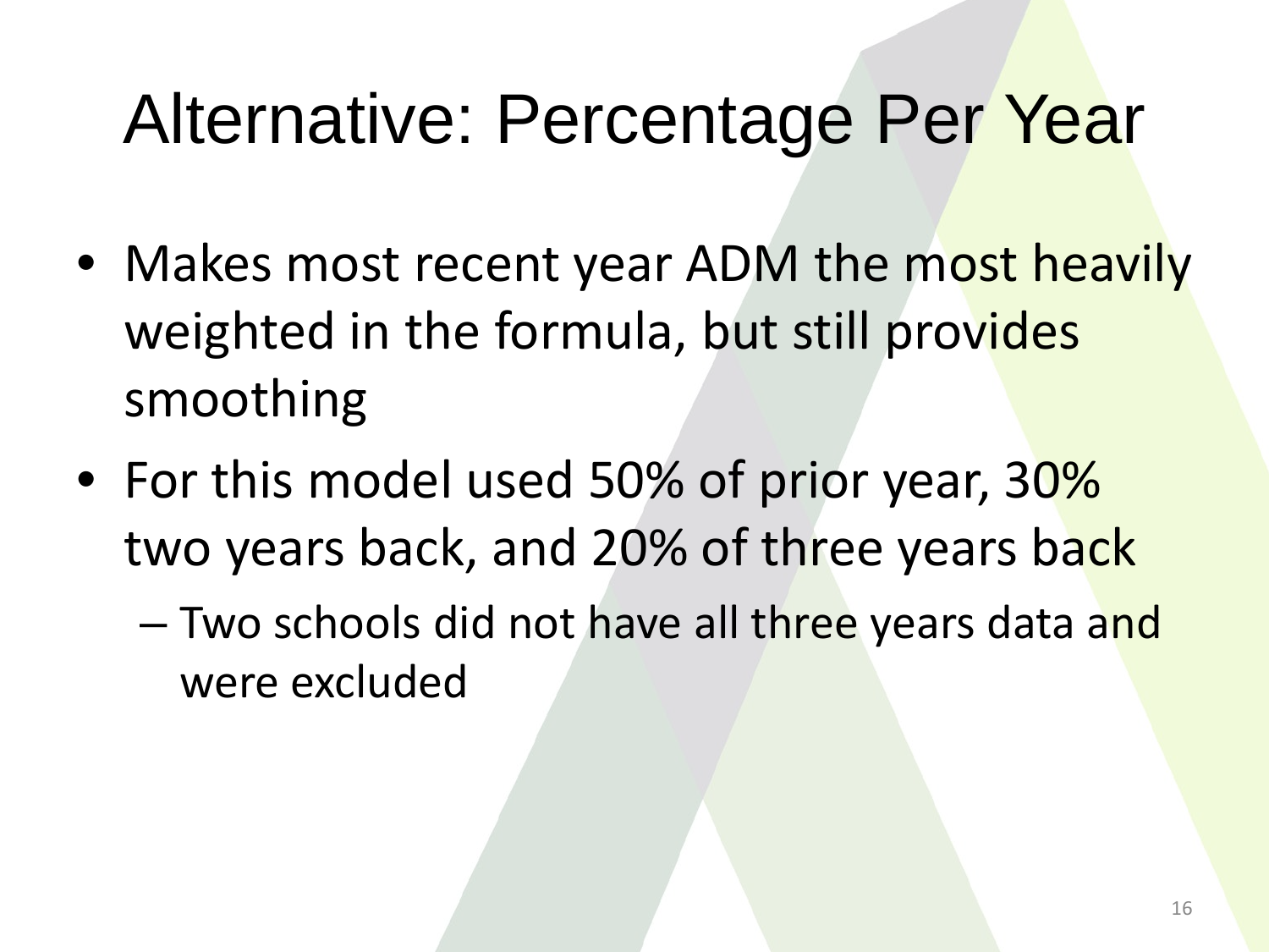# Alternative: Percentage Per Year

- Makes most recent year ADM the most heavily weighted in the formula, but still provides smoothing
- For this model used 50% of prior year, 30% two years back, and 20% of three years back
  - Two schools did not have all three years data and were excluded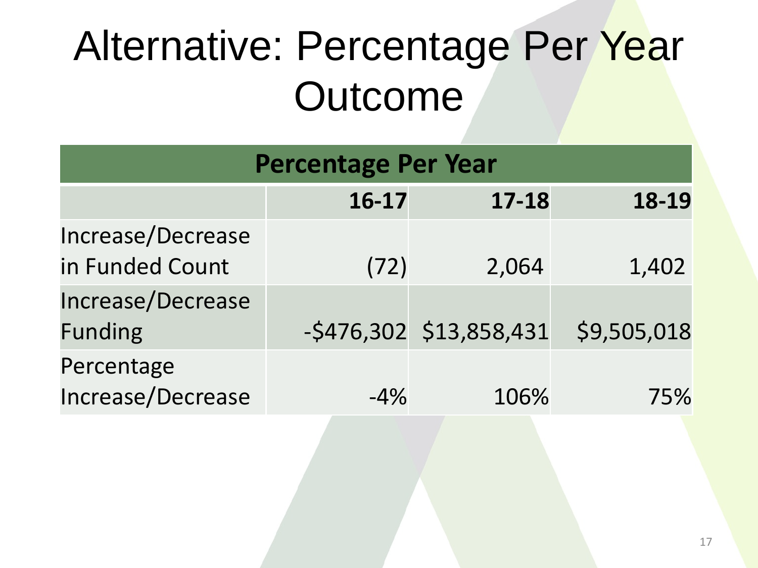# Alternative: Percentage Per Year Outcome

| Percentage Per Year | | | |
|---|---|---|---|
| | 16-17 | 17-18 | 18-19 |
| Increase/Decrease in Funded Count | (72) | 2,064 | 1,402 |
| Increase/Decrease Funding | -$476,302 | $13,858,431 | $9,505,018 |
| Percentage Increase/Decrease | -4% | 106% | 75% |